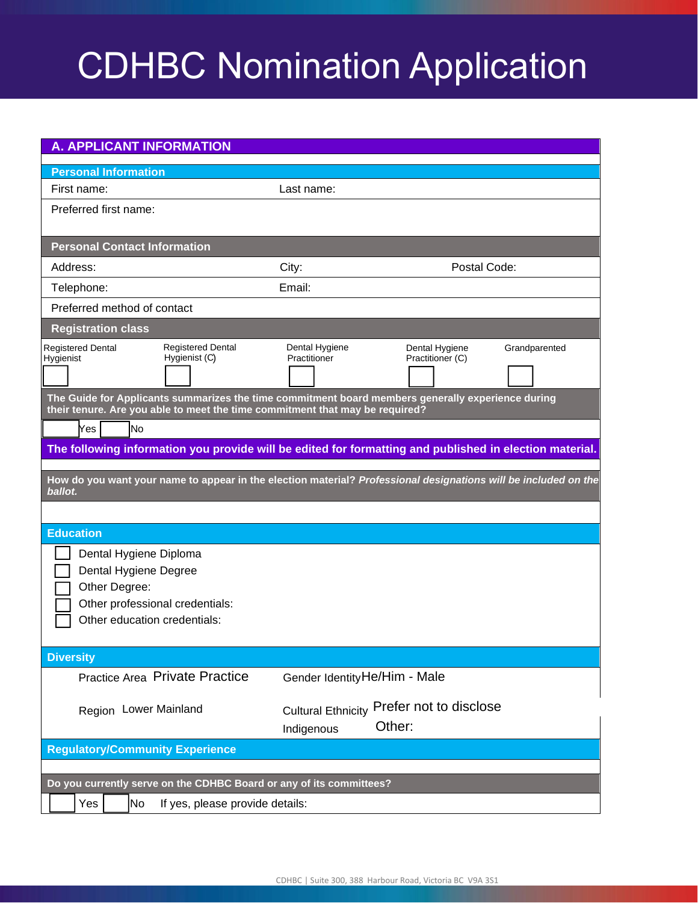# CDHBC Nomination Application

## A. APPLICANT INFORMATION

### Personal Information

First name: Last name:

Preferred first name:

### Personal Contact Information

Address: City: Postal Code:

Telephone: Email:

Preferred method of contact

### Registration class

| Registered Dental Hygienist | Registered Dental Hygienist (C) | Dental Hygiene Practitioner | Dental Hygiene Practitioner (C) | Grandparented |
|---|---|---|---|---|
| ☐ | ☐ | ☐ | ☐ | ☐ |

**The Guide for Applicants summarizes the time commitment board members generally experience during their tenure. Are you able to meet the time commitment that may be required?**

☐ Yes ☐ No

**The following information you provide will be edited for formatting and published in election material.**

**How do you want your name to appear in the election material? *Professional designations will be included on the ballot.***

### Education

- ☐ Dental Hygiene Diploma
- ☐ Dental Hygiene Degree
- ☐ Other Degree:
- ☐ Other professional credentials:
- ☐ Other education credentials:

### Diversity

Practice Area Private Practice

Gender Identity He/Him - Male

Region Lower Mainland

Cultural Ethnicity Prefer not to disclose

Indigenous Other:

### Regulatory/Community Experience

**Do you currently serve on the CDHBC Board or any of its committees?**

☐ Yes ☐ No If yes, please provide details:

CDHBC | Suite 300, 388 Harbour Road, Victoria BC V9A 3S1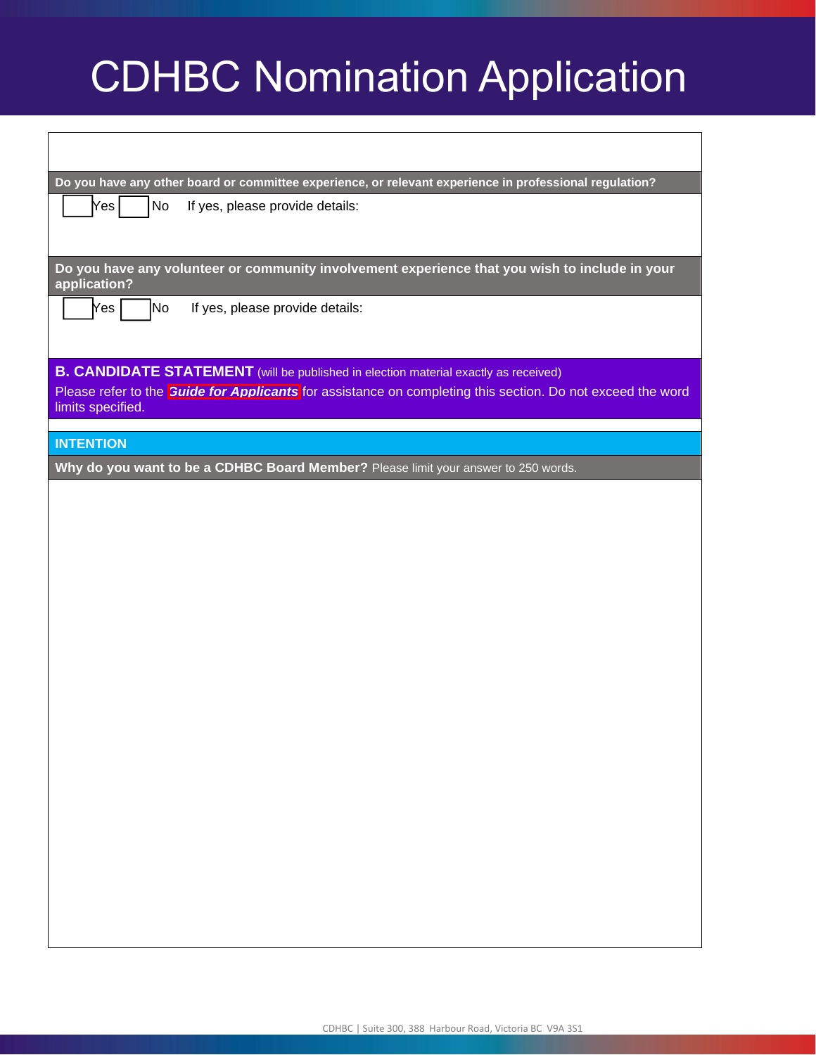# CDHBC Nomination Application

**Do you have any other board or committee experience, or relevant experience in professional regulation?**

☐ Yes ☐ No If yes, please provide details:

**Do you have any volunteer or community involvement experience that you wish to include in your application?**

☐ Yes ☐ No If yes, please provide details:

## B. CANDIDATE STATEMENT (will be published in election material exactly as received)

Please refer to the ***Guide for Applicants*** for assistance on completing this section. Do not exceed the word limits specified.

### INTENTION

**Why do you want to be a CDHBC Board Member?** Please limit your answer to 250 words.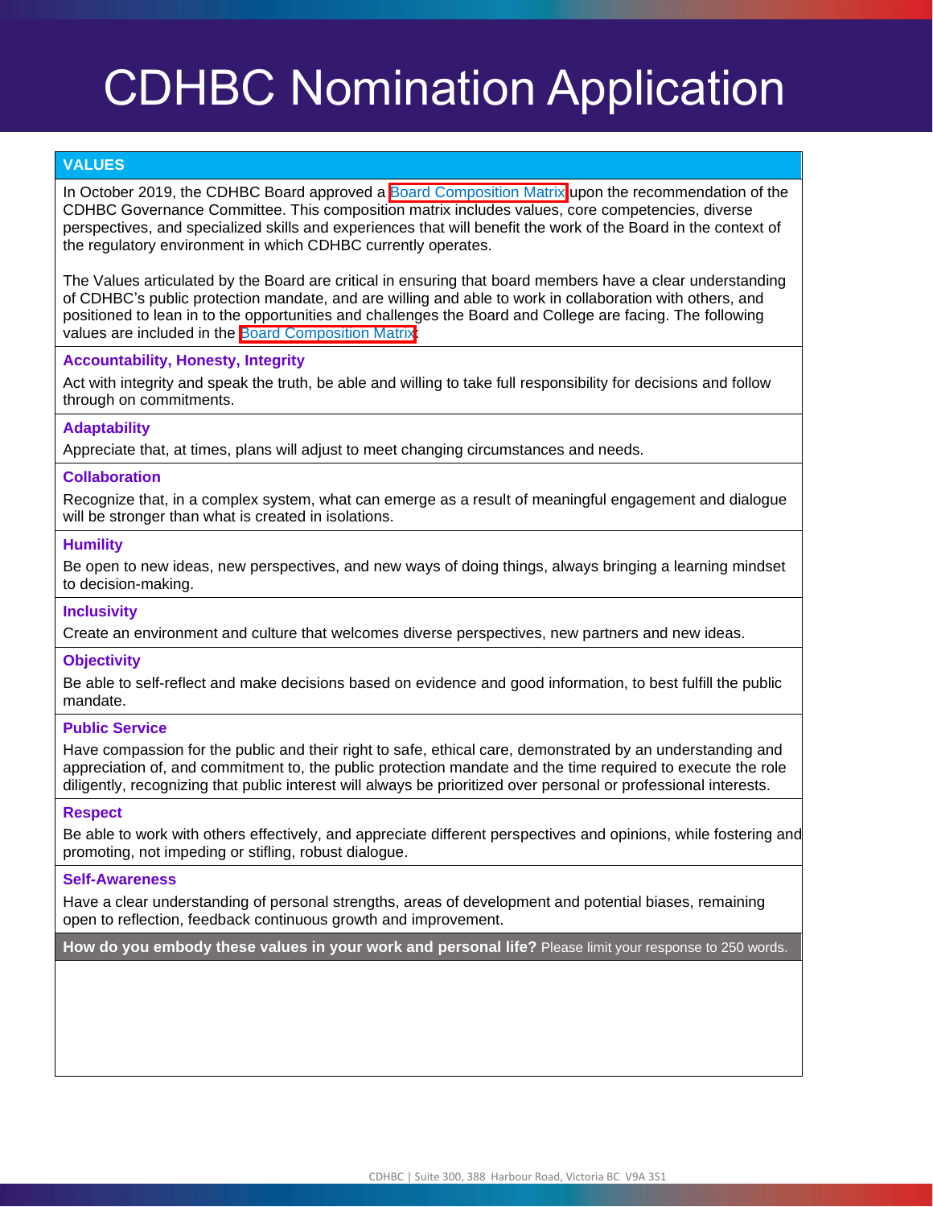# CDHBC Nomination Application

## VALUES

In October 2019, the CDHBC Board approved a Board Composition Matrix upon the recommendation of the CDHBC Governance Committee. This composition matrix includes values, core competencies, diverse perspectives, and specialized skills and experiences that will benefit the work of the Board in the context of the regulatory environment in which CDHBC currently operates.

The Values articulated by the Board are critical in ensuring that board members have a clear understanding of CDHBC's public protection mandate, and are willing and able to work in collaboration with others, and positioned to lean in to the opportunities and challenges the Board and College are facing. The following values are included in the Board Composition Matrix:

### Accountability, Honesty, Integrity

Act with integrity and speak the truth, be able and willing to take full responsibility for decisions and follow through on commitments.

### Adaptability

Appreciate that, at times, plans will adjust to meet changing circumstances and needs.

### Collaboration

Recognize that, in a complex system, what can emerge as a result of meaningful engagement and dialogue will be stronger than what is created in isolations.

### Humility

Be open to new ideas, new perspectives, and new ways of doing things, always bringing a learning mindset to decision-making.

### Inclusivity

Create an environment and culture that welcomes diverse perspectives, new partners and new ideas.

### Objectivity

Be able to self-reflect and make decisions based on evidence and good information, to best fulfill the public mandate.

### Public Service

Have compassion for the public and their right to safe, ethical care, demonstrated by an understanding and appreciation of, and commitment to, the public protection mandate and the time required to execute the role diligently, recognizing that public interest will always be prioritized over personal or professional interests.

### Respect

Be able to work with others effectively, and appreciate different perspectives and opinions, while fostering and promoting, not impeding or stifling, robust dialogue.

### Self-Awareness

Have a clear understanding of personal strengths, areas of development and potential biases, remaining open to reflection, feedback continuous growth and improvement.

**How do you embody these values in your work and personal life?** Please limit your response to 250 words.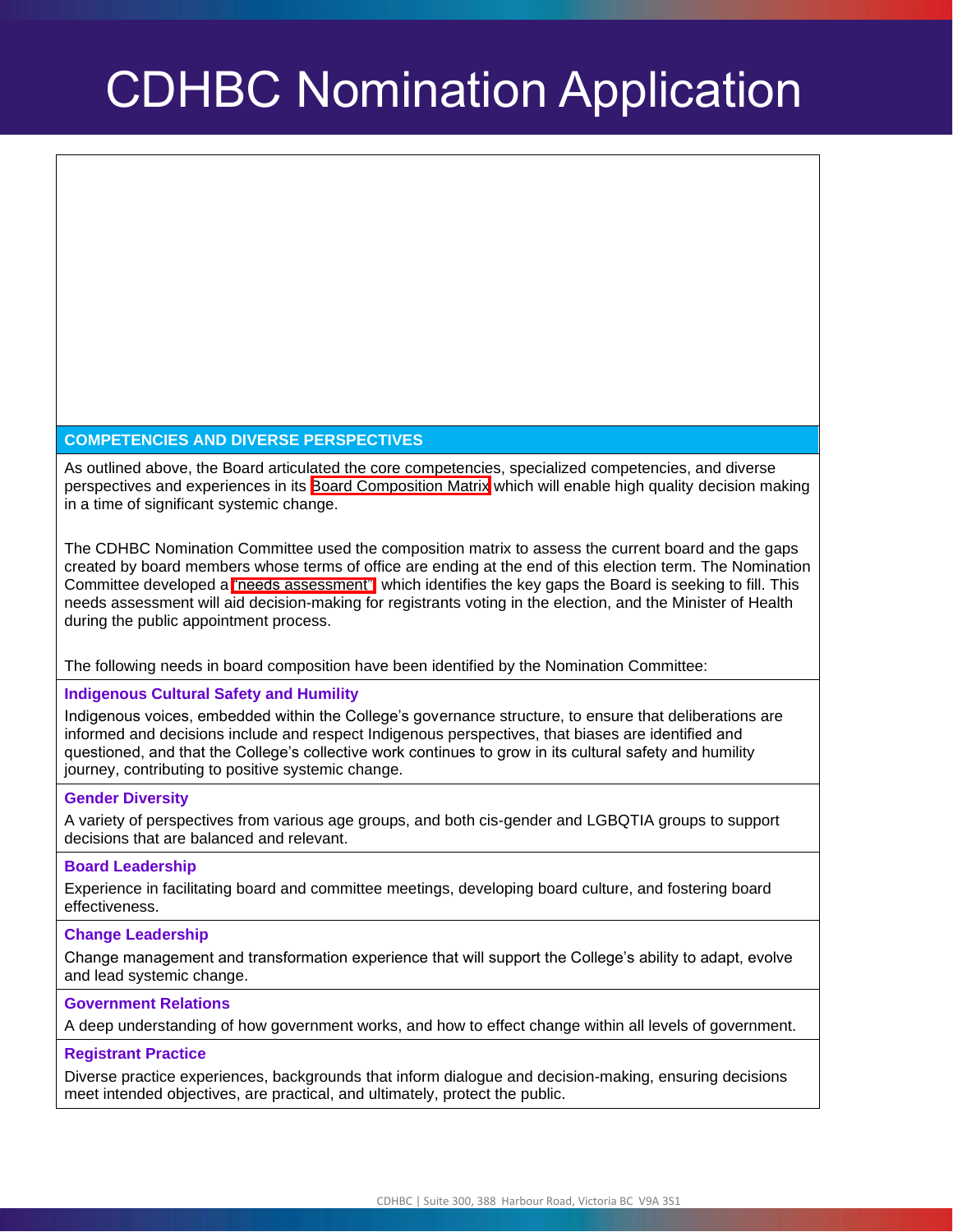# CDHBC Nomination Application

## COMPETENCIES AND DIVERSE PERSPECTIVES

As outlined above, the Board articulated the core competencies, specialized competencies, and diverse perspectives and experiences in its Board Composition Matrix which will enable high quality decision making in a time of significant systemic change.

The CDHBC Nomination Committee used the composition matrix to assess the current board and the gaps created by board members whose terms of office are ending at the end of this election term. The Nomination Committee developed a "needs assessment" which identifies the key gaps the Board is seeking to fill. This needs assessment will aid decision-making for registrants voting in the election, and the Minister of Health during the public appointment process.

The following needs in board composition have been identified by the Nomination Committee:

### Indigenous Cultural Safety and Humility

Indigenous voices, embedded within the College's governance structure, to ensure that deliberations are informed and decisions include and respect Indigenous perspectives, that biases are identified and questioned, and that the College's collective work continues to grow in its cultural safety and humility journey, contributing to positive systemic change.

### Gender Diversity

A variety of perspectives from various age groups, and both cis-gender and LGBQTIA groups to support decisions that are balanced and relevant.

### Board Leadership

Experience in facilitating board and committee meetings, developing board culture, and fostering board effectiveness.

### Change Leadership

Change management and transformation experience that will support the College's ability to adapt, evolve and lead systemic change.

### Government Relations

A deep understanding of how government works, and how to effect change within all levels of government.

### Registrant Practice

Diverse practice experiences, backgrounds that inform dialogue and decision-making, ensuring decisions meet intended objectives, are practical, and ultimately, protect the public.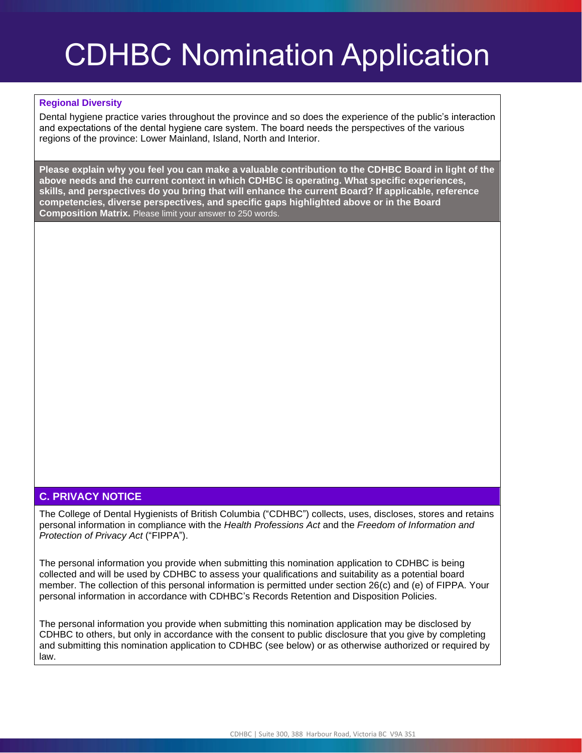# CDHBC Nomination Application

**Regional Diversity**

Dental hygiene practice varies throughout the province and so does the experience of the public's interaction and expectations of the dental hygiene care system. The board needs the perspectives of the various regions of the province: Lower Mainland, Island, North and Interior.

**Please explain why you feel you can make a valuable contribution to the CDHBC Board in light of the above needs and the current context in which CDHBC is operating. What specific experiences, skills, and perspectives do you bring that will enhance the current Board? If applicable, reference competencies, diverse perspectives, and specific gaps highlighted above or in the Board Composition Matrix.** Please limit your answer to 250 words.

## C. PRIVACY NOTICE

The College of Dental Hygienists of British Columbia ("CDHBC") collects, uses, discloses, stores and retains personal information in compliance with the *Health Professions Act* and the *Freedom of Information and Protection of Privacy Act* ("FIPPA").

The personal information you provide when submitting this nomination application to CDHBC is being collected and will be used by CDHBC to assess your qualifications and suitability as a potential board member. The collection of this personal information is permitted under section 26(c) and (e) of FIPPA. Your personal information in accordance with CDHBC's Records Retention and Disposition Policies.

The personal information you provide when submitting this nomination application may be disclosed by CDHBC to others, but only in accordance with the consent to public disclosure that you give by completing and submitting this nomination application to CDHBC (see below) or as otherwise authorized or required by law.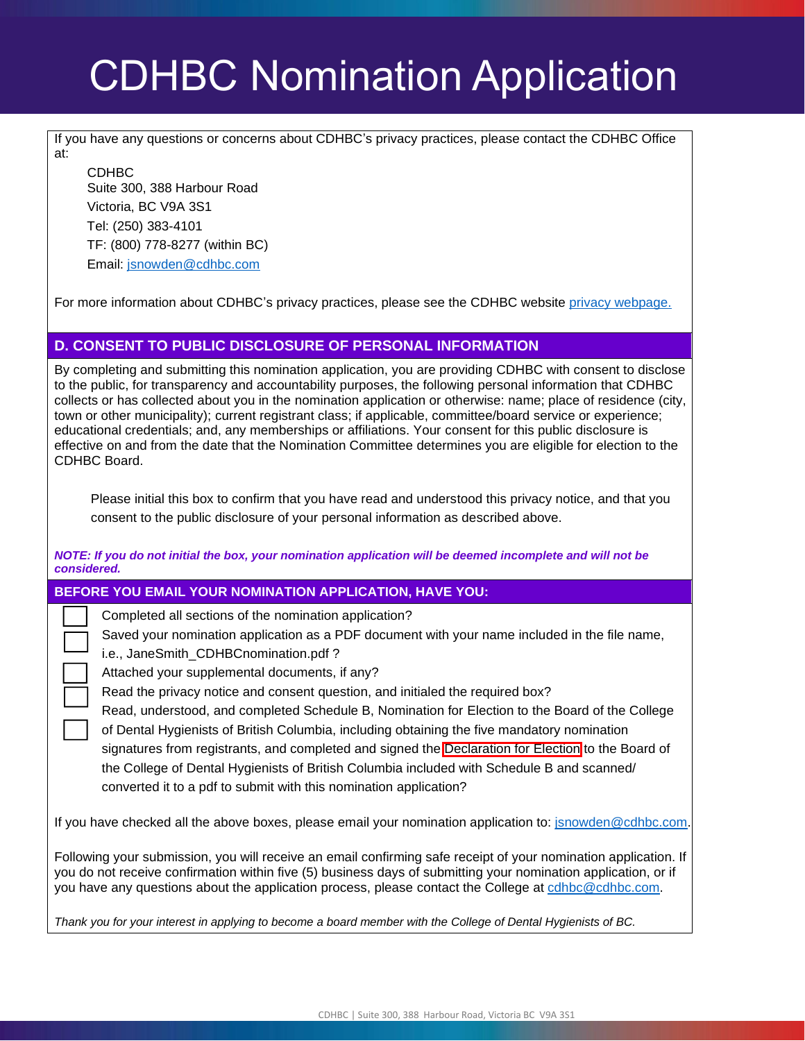# CDHBC Nomination Application

If you have any questions or concerns about CDHBC's privacy practices, please contact the CDHBC Office at:

CDHBC
Suite 300, 388 Harbour Road
Victoria, BC V9A 3S1
Tel: (250) 383-4101
TF: (800) 778-8277 (within BC)
Email: jsnowden@cdhbc.com

For more information about CDHBC's privacy practices, please see the CDHBC website privacy webpage.

## D. CONSENT TO PUBLIC DISCLOSURE OF PERSONAL INFORMATION

By completing and submitting this nomination application, you are providing CDHBC with consent to disclose to the public, for transparency and accountability purposes, the following personal information that CDHBC collects or has collected about you in the nomination application or otherwise: name; place of residence (city, town or other municipality); current registrant class; if applicable, committee/board service or experience; educational credentials; and, any memberships or affiliations. Your consent for this public disclosure is effective on and from the date that the Nomination Committee determines you are eligible for election to the CDHBC Board.

Please initial this box to confirm that you have read and understood this privacy notice, and that you consent to the public disclosure of your personal information as described above.

***NOTE: If you do not initial the box, your nomination application will be deemed incomplete and will not be considered.***

## BEFORE YOU EMAIL YOUR NOMINATION APPLICATION, HAVE YOU:

- ☐ Completed all sections of the nomination application?
- ☐ Saved your nomination application as a PDF document with your name included in the file name, i.e., JaneSmith_CDHBCnomination.pdf ?
- ☐ Attached your supplemental documents, if any?
- ☐ Read the privacy notice and consent question, and initialed the required box?
- ☐ Read, understood, and completed Schedule B, Nomination for Election to the Board of the College of Dental Hygienists of British Columbia, including obtaining the five mandatory nomination signatures from registrants, and completed and signed the Declaration for Election to the Board of the College of Dental Hygienists of British Columbia included with Schedule B and scanned/ converted it to a pdf to submit with this nomination application?

If you have checked all the above boxes, please email your nomination application to: jsnowden@cdhbc.com.

Following your submission, you will receive an email confirming safe receipt of your nomination application. If you do not receive confirmation within five (5) business days of submitting your nomination application, or if you have any questions about the application process, please contact the College at cdhbc@cdhbc.com.

*Thank you for your interest in applying to become a board member with the College of Dental Hygienists of BC.*